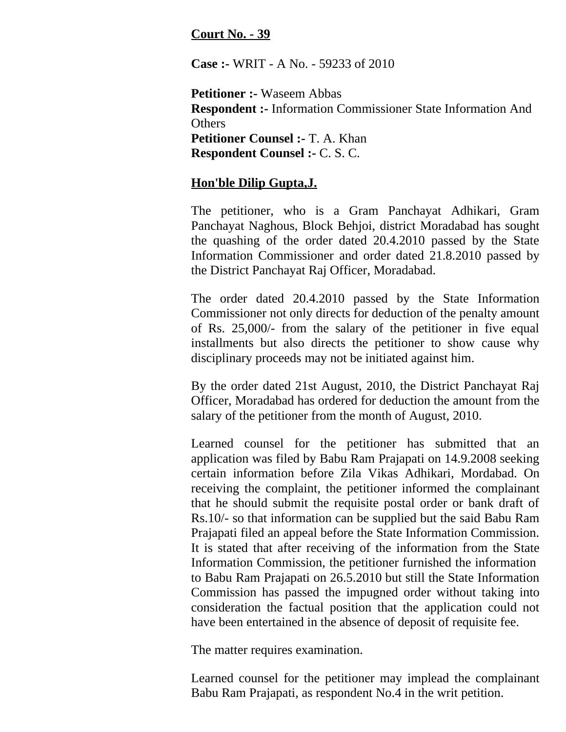**Court No. - 39**

**Case :-** WRIT - A No. - 59233 of 2010

**Petitioner :-** Waseem Abbas
**Respondent :-** Information Commissioner State Information And Others
**Petitioner Counsel :-** T. A. Khan
**Respondent Counsel :-** C. S. C.

**Hon'ble Dilip Gupta,J.**

The petitioner, who is a Gram Panchayat Adhikari, Gram Panchayat Naghous, Block Behjoi, district Moradabad has sought the quashing of the order dated 20.4.2010 passed by the State Information Commissioner and order dated 21.8.2010 passed by the District Panchayat Raj Officer, Moradabad.

The order dated 20.4.2010 passed by the State Information Commissioner not only directs for deduction of the penalty amount of Rs. 25,000/- from the salary of the petitioner in five equal installments but also directs the petitioner to show cause why disciplinary proceeds may not be initiated against him.

By the order dated 21st August, 2010, the District Panchayat Raj Officer, Moradabad has ordered for deduction the amount from the salary of the petitioner from the month of August, 2010.

Learned counsel for the petitioner has submitted that an application was filed by Babu Ram Prajapati on 14.9.2008 seeking certain information before Zila Vikas Adhikari, Mordabad. On receiving the complaint, the petitioner informed the complainant that he should submit the requisite postal order or bank draft of Rs.10/- so that information can be supplied but the said Babu Ram Prajapati filed an appeal before the State Information Commission. It is stated that after receiving of the information from the State Information Commission, the petitioner furnished the information to Babu Ram Prajapati on 26.5.2010 but still the State Information Commission has passed the impugned order without taking into consideration the factual position that the application could not have been entertained in the absence of deposit of requisite fee.

The matter requires examination.

Learned counsel for the petitioner may implead the complainant Babu Ram Prajapati, as respondent No.4 in the writ petition.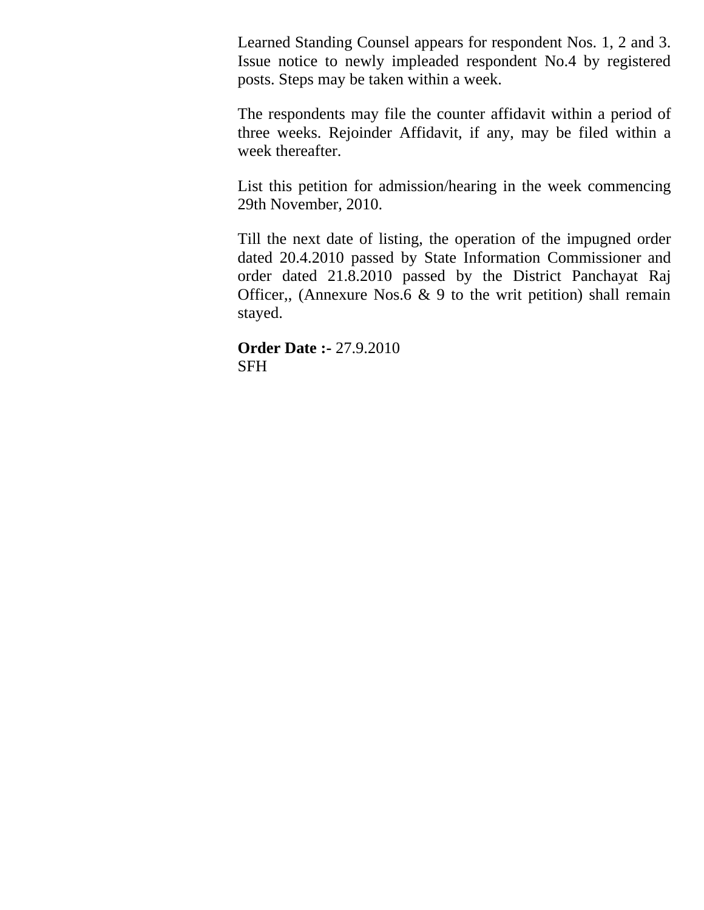Learned Standing Counsel appears for respondent Nos. 1, 2 and 3. Issue notice to newly impleaded respondent No.4 by registered posts. Steps may be taken within a week.

The respondents may file the counter affidavit within a period of three weeks. Rejoinder Affidavit, if any, may be filed within a week thereafter.

List this petition for admission/hearing in the week commencing 29th November, 2010.

Till the next date of listing, the operation of the impugned order dated 20.4.2010 passed by State Information Commissioner and order dated 21.8.2010 passed by the District Panchayat Raj Officer,, (Annexure Nos.6 & 9 to the writ petition) shall remain stayed.

**Order Date :-** 27.9.2010
SFH